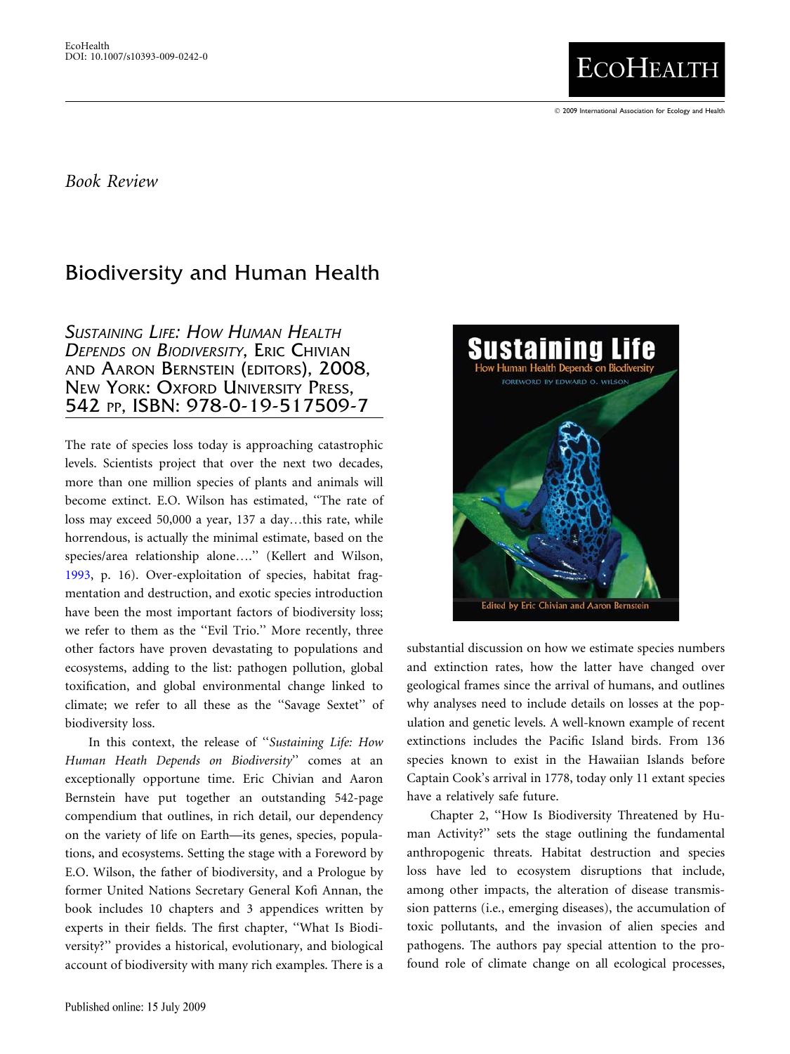*Book Review*

# Biodiversity and Human Health

## *Sustaining Life: How Human Health Depends on Biodiversity*, Eric Chivian and Aaron Bernstein (editors), 2008, New York: Oxford University Press, 542 pp, ISBN: 978-0-19-517509-7

The rate of species loss today is approaching catastrophic levels. Scientists project that over the next two decades, more than one million species of plants and animals will become extinct. E.O. Wilson has estimated, ''The rate of loss may exceed 50,000 a year, 137 a day…this rate, while horrendous, is actually the minimal estimate, based on the species/area relationship alone….'' (Kellert and Wilson, 1993, p. 16). Over-exploitation of species, habitat fragmentation and destruction, and exotic species introduction have been the most important factors of biodiversity loss; we refer to them as the ''Evil Trio.'' More recently, three other factors have proven devastating to populations and ecosystems, adding to the list: pathogen pollution, global toxification, and global environmental change linked to climate; we refer to all these as the ''Savage Sextet'' of biodiversity loss.

In this context, the release of ''*Sustaining Life: How Human Heath Depends on Biodiversity*'' comes at an exceptionally opportune time. Eric Chivian and Aaron Bernstein have put together an outstanding 542-page compendium that outlines, in rich detail, our dependency on the variety of life on Earth—its genes, species, populations, and ecosystems. Setting the stage with a Foreword by E.O. Wilson, the father of biodiversity, and a Prologue by former United Nations Secretary General Kofi Annan, the book includes 10 chapters and 3 appendices written by experts in their fields. The first chapter, ''What Is Biodiversity?'' provides a historical, evolutionary, and biological account of biodiversity with many rich examples. There is a substantial discussion on how we estimate species numbers and extinction rates, how the latter have changed over geological frames since the arrival of humans, and outlines why analyses need to include details on losses at the population and genetic levels. A well-known example of recent extinctions includes the Pacific Island birds. From 136 species known to exist in the Hawaiian Islands before Captain Cook's arrival in 1778, today only 11 extant species have a relatively safe future.

Chapter 2, ''How Is Biodiversity Threatened by Human Activity?'' sets the stage outlining the fundamental anthropogenic threats. Habitat destruction and species loss have led to ecosystem disruptions that include, among other impacts, the alteration of disease transmission patterns (i.e., emerging diseases), the accumulation of toxic pollutants, and the invasion of alien species and pathogens. The authors pay special attention to the profound role of climate change on all ecological processes,

Published online: 15 July 2009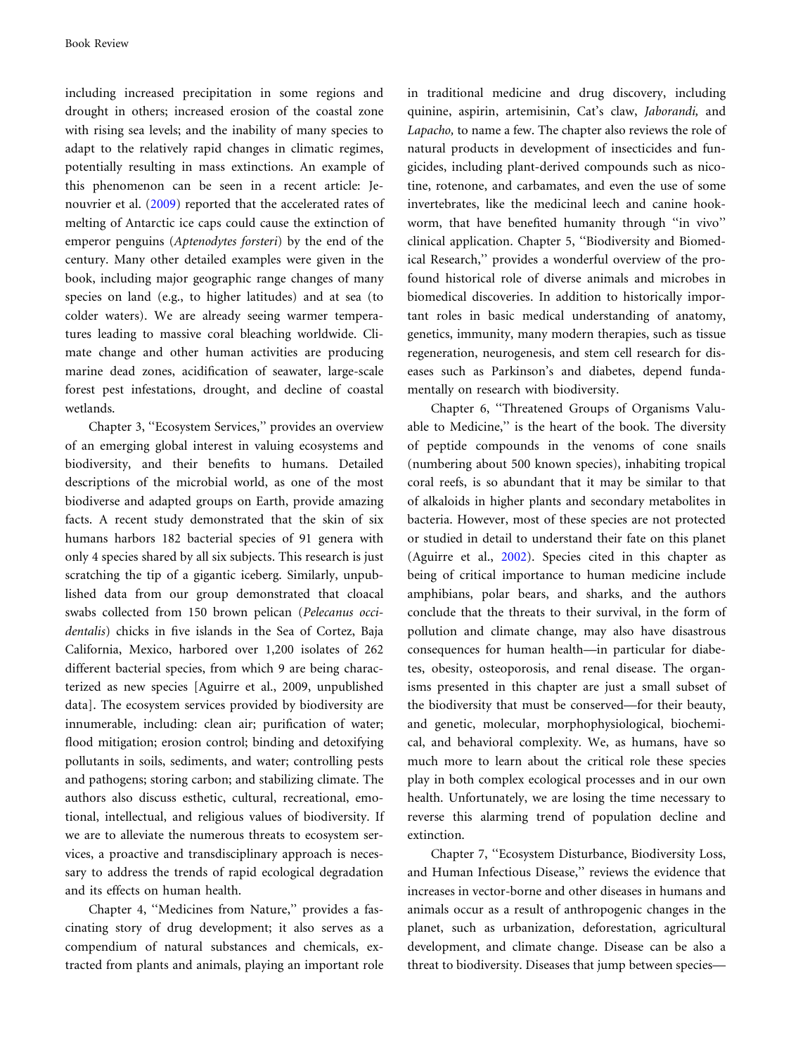including increased precipitation in some regions and drought in others; increased erosion of the coastal zone with rising sea levels; and the inability of many species to adapt to the relatively rapid changes in climatic regimes, potentially resulting in mass extinctions. An example of this phenomenon can be seen in a recent article: Jenouvrier et al. (2009) reported that the accelerated rates of melting of Antarctic ice caps could cause the extinction of emperor penguins (*Aptenodytes forsteri*) by the end of the century. Many other detailed examples were given in the book, including major geographic range changes of many species on land (e.g., to higher latitudes) and at sea (to colder waters). We are already seeing warmer temperatures leading to massive coral bleaching worldwide. Climate change and other human activities are producing marine dead zones, acidification of seawater, large-scale forest pest infestations, drought, and decline of coastal wetlands.

Chapter 3, ''Ecosystem Services,'' provides an overview of an emerging global interest in valuing ecosystems and biodiversity, and their benefits to humans. Detailed descriptions of the microbial world, as one of the most biodiverse and adapted groups on Earth, provide amazing facts. A recent study demonstrated that the skin of six humans harbors 182 bacterial species of 91 genera with only 4 species shared by all six subjects. This research is just scratching the tip of a gigantic iceberg. Similarly, unpublished data from our group demonstrated that cloacal swabs collected from 150 brown pelican (*Pelecanus occidentalis*) chicks in five islands in the Sea of Cortez, Baja California, Mexico, harbored over 1,200 isolates of 262 different bacterial species, from which 9 are being characterized as new species [Aguirre et al., 2009, unpublished data]. The ecosystem services provided by biodiversity are innumerable, including: clean air; purification of water; flood mitigation; erosion control; binding and detoxifying pollutants in soils, sediments, and water; controlling pests and pathogens; storing carbon; and stabilizing climate. The authors also discuss esthetic, cultural, recreational, emotional, intellectual, and religious values of biodiversity. If we are to alleviate the numerous threats to ecosystem services, a proactive and transdisciplinary approach is necessary to address the trends of rapid ecological degradation and its effects on human health.

Chapter 4, ''Medicines from Nature,'' provides a fascinating story of drug development; it also serves as a compendium of natural substances and chemicals, extracted from plants and animals, playing an important role in traditional medicine and drug discovery, including quinine, aspirin, artemisinin, Cat's claw, *Jaborandi,* and *Lapacho,* to name a few. The chapter also reviews the role of natural products in development of insecticides and fungicides, including plant-derived compounds such as nicotine, rotenone, and carbamates, and even the use of some invertebrates, like the medicinal leech and canine hookworm, that have benefited humanity through ''in vivo'' clinical application. Chapter 5, ''Biodiversity and Biomedical Research,'' provides a wonderful overview of the profound historical role of diverse animals and microbes in biomedical discoveries. In addition to historically important roles in basic medical understanding of anatomy, genetics, immunity, many modern therapies, such as tissue regeneration, neurogenesis, and stem cell research for diseases such as Parkinson's and diabetes, depend fundamentally on research with biodiversity.

Chapter 6, ''Threatened Groups of Organisms Valuable to Medicine,'' is the heart of the book. The diversity of peptide compounds in the venoms of cone snails (numbering about 500 known species), inhabiting tropical coral reefs, is so abundant that it may be similar to that of alkaloids in higher plants and secondary metabolites in bacteria. However, most of these species are not protected or studied in detail to understand their fate on this planet (Aguirre et al., 2002). Species cited in this chapter as being of critical importance to human medicine include amphibians, polar bears, and sharks, and the authors conclude that the threats to their survival, in the form of pollution and climate change, may also have disastrous consequences for human health—in particular for diabetes, obesity, osteoporosis, and renal disease. The organisms presented in this chapter are just a small subset of the biodiversity that must be conserved—for their beauty, and genetic, molecular, morphophysiological, biochemical, and behavioral complexity. We, as humans, have so much more to learn about the critical role these species play in both complex ecological processes and in our own health. Unfortunately, we are losing the time necessary to reverse this alarming trend of population decline and extinction.

Chapter 7, ''Ecosystem Disturbance, Biodiversity Loss, and Human Infectious Disease,'' reviews the evidence that increases in vector-borne and other diseases in humans and animals occur as a result of anthropogenic changes in the planet, such as urbanization, deforestation, agricultural development, and climate change. Disease can be also a threat to biodiversity. Diseases that jump between species—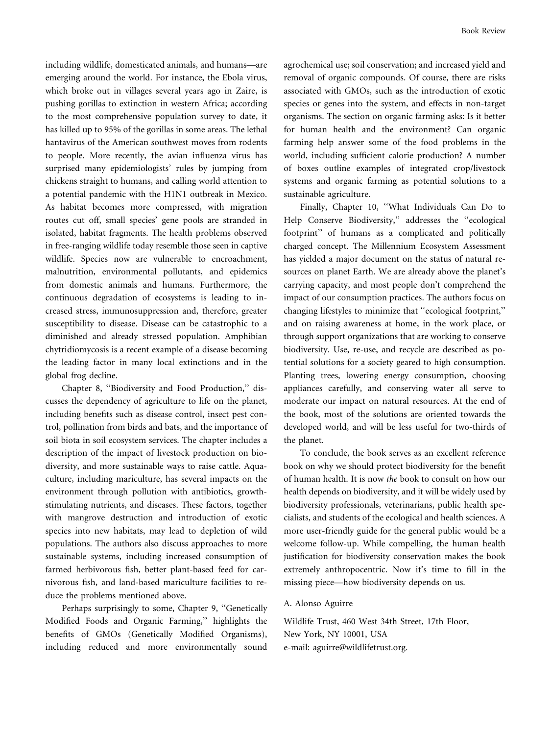including wildlife, domesticated animals, and humans—are emerging around the world. For instance, the Ebola virus, which broke out in villages several years ago in Zaire, is pushing gorillas to extinction in western Africa; according to the most comprehensive population survey to date, it has killed up to 95% of the gorillas in some areas. The lethal hantavirus of the American southwest moves from rodents to people. More recently, the avian influenza virus has surprised many epidemiologists' rules by jumping from chickens straight to humans, and calling world attention to a potential pandemic with the H1N1 outbreak in Mexico. As habitat becomes more compressed, with migration routes cut off, small species' gene pools are stranded in isolated, habitat fragments. The health problems observed in free-ranging wildlife today resemble those seen in captive wildlife. Species now are vulnerable to encroachment, malnutrition, environmental pollutants, and epidemics from domestic animals and humans. Furthermore, the continuous degradation of ecosystems is leading to increased stress, immunosuppression and, therefore, greater susceptibility to disease. Disease can be catastrophic to a diminished and already stressed population. Amphibian chytridiomycosis is a recent example of a disease becoming the leading factor in many local extinctions and in the global frog decline.

Chapter 8, ''Biodiversity and Food Production,'' discusses the dependency of agriculture to life on the planet, including benefits such as disease control, insect pest control, pollination from birds and bats, and the importance of soil biota in soil ecosystem services. The chapter includes a description of the impact of livestock production on biodiversity, and more sustainable ways to raise cattle. Aquaculture, including mariculture, has several impacts on the environment through pollution with antibiotics, growth-stimulating nutrients, and diseases. These factors, together with mangrove destruction and introduction of exotic species into new habitats, may lead to depletion of wild populations. The authors also discuss approaches to more sustainable systems, including increased consumption of farmed herbivorous fish, better plant-based feed for carnivorous fish, and land-based mariculture facilities to reduce the problems mentioned above.

Perhaps surprisingly to some, Chapter 9, ''Genetically Modified Foods and Organic Farming,'' highlights the benefits of GMOs (Genetically Modified Organisms), including reduced and more environmentally sound agrochemical use; soil conservation; and increased yield and removal of organic compounds. Of course, there are risks associated with GMOs, such as the introduction of exotic species or genes into the system, and effects in non-target organisms. The section on organic farming asks: Is it better for human health and the environment? Can organic farming help answer some of the food problems in the world, including sufficient calorie production? A number of boxes outline examples of integrated crop/livestock systems and organic farming as potential solutions to a sustainable agriculture.

Finally, Chapter 10, ''What Individuals Can Do to Help Conserve Biodiversity,'' addresses the ''ecological footprint'' of humans as a complicated and politically charged concept. The Millennium Ecosystem Assessment has yielded a major document on the status of natural resources on planet Earth. We are already above the planet's carrying capacity, and most people don't comprehend the impact of our consumption practices. The authors focus on changing lifestyles to minimize that ''ecological footprint,'' and on raising awareness at home, in the work place, or through support organizations that are working to conserve biodiversity. Use, re-use, and recycle are described as potential solutions for a society geared to high consumption. Planting trees, lowering energy consumption, choosing appliances carefully, and conserving water all serve to moderate our impact on natural resources. At the end of the book, most of the solutions are oriented towards the developed world, and will be less useful for two-thirds of the planet.

To conclude, the book serves as an excellent reference book on why we should protect biodiversity for the benefit of human health. It is now *the* book to consult on how our health depends on biodiversity, and it will be widely used by biodiversity professionals, veterinarians, public health specialists, and students of the ecological and health sciences. A more user-friendly guide for the general public would be a welcome follow-up. While compelling, the human health justification for biodiversity conservation makes the book extremely anthropocentric. Now it's time to fill in the missing piece—how biodiversity depends on us.

A. Alonso Aguirre

Wildlife Trust, 460 West 34th Street, 17th Floor,
New York, NY 10001, USA
e-mail: aguirre@wildlifetrust.org.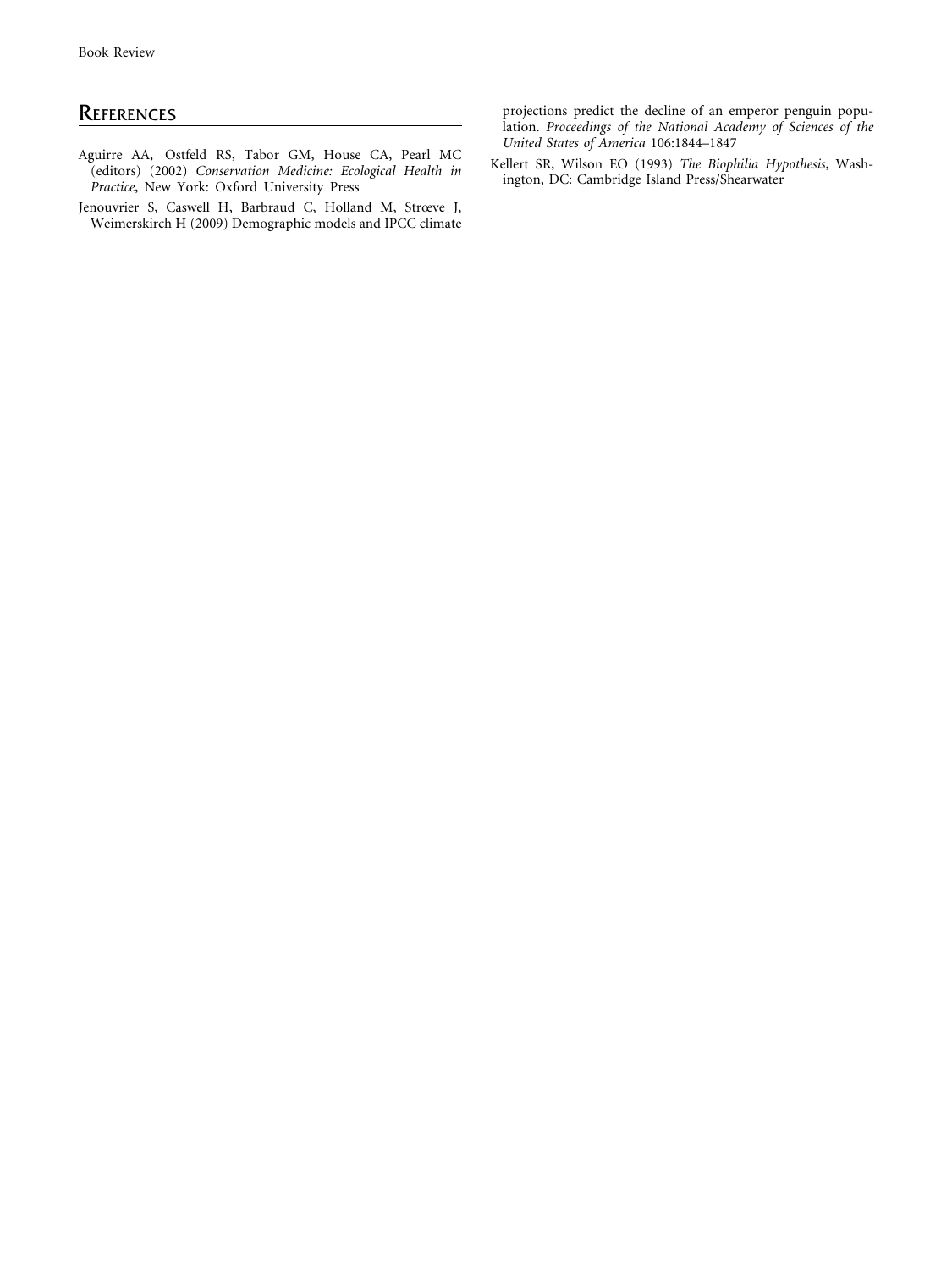## References

Aguirre AA, Ostfeld RS, Tabor GM, House CA, Pearl MC (editors) (2002) *Conservation Medicine: Ecological Health in Practice*, New York: Oxford University Press

Jenouvrier S, Caswell H, Barbraud C, Holland M, Strœve J, Weimerskirch H (2009) Demographic models and IPCC climate projections predict the decline of an emperor penguin population. *Proceedings of the National Academy of Sciences of the United States of America* 106:1844–1847

Kellert SR, Wilson EO (1993) *The Biophilia Hypothesis*, Washington, DC: Cambridge Island Press/Shearwater